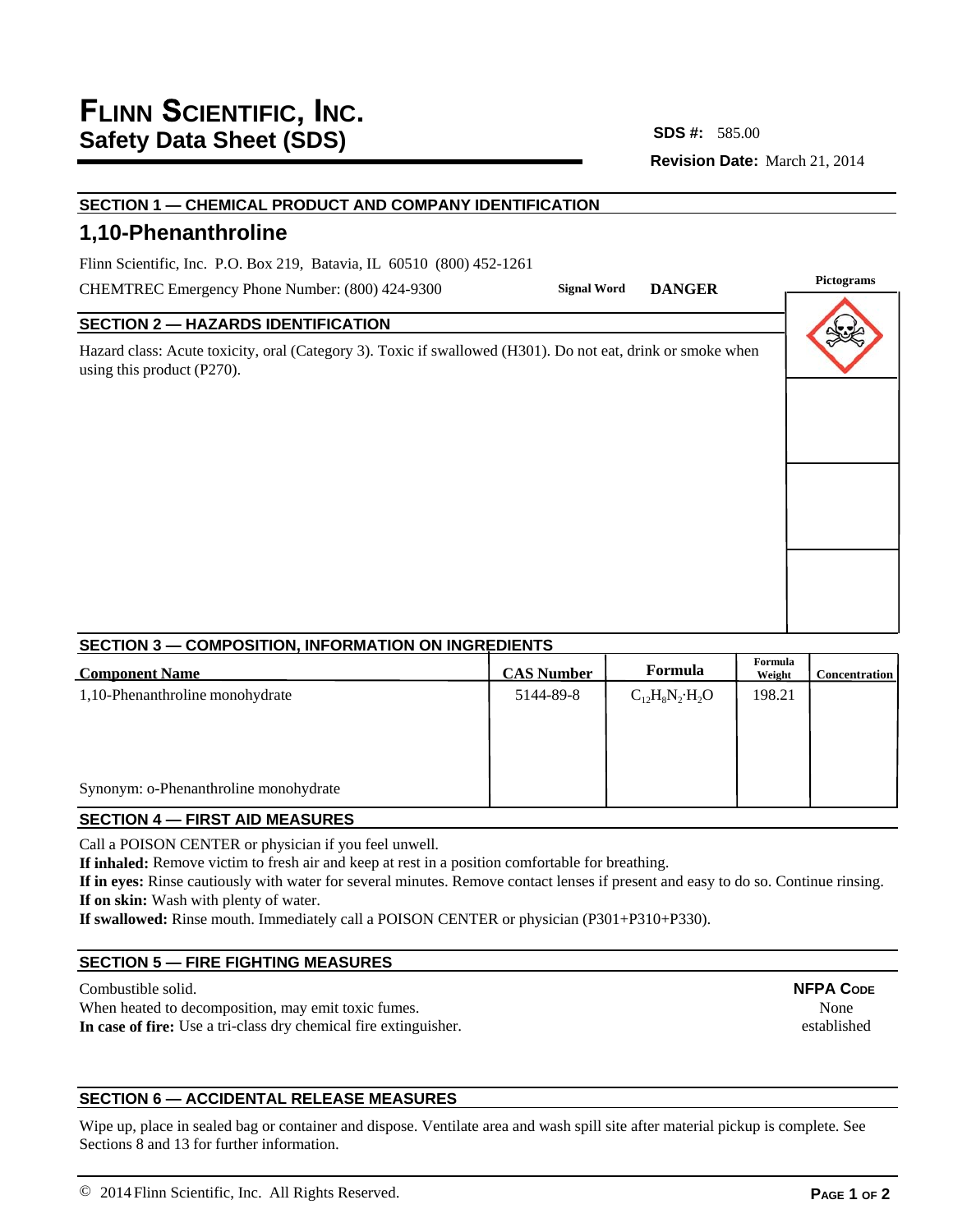# FLINN SCIENTIFIC, INC.
## Safety Data Sheet (SDS)

**SDS #:** 585.00

**Revision Date:** March 21, 2014

### SECTION 1 — CHEMICAL PRODUCT AND COMPANY IDENTIFICATION

## 1,10-Phenanthroline

Flinn Scientific, Inc. P.O. Box 219, Batavia, IL 60510 (800) 452-1261

CHEMTREC Emergency Phone Number: (800) 424-9300

**Signal Word** **DANGER**

**Pictograms**

### SECTION 2 — HAZARDS IDENTIFICATION

Hazard class: Acute toxicity, oral (Category 3). Toxic if swallowed (H301). Do not eat, drink or smoke when using this product (P270).

### SECTION 3 — COMPOSITION, INFORMATION ON INGREDIENTS

| Component Name | CAS Number | Formula | Formula Weight | Concentration |
|---|---|---|---|---|
| 1,10-Phenanthroline monohydrate | 5144-89-8 | $C_{12}H_8N_2 \cdot H_2O$ | 198.21 | |
| Synonym: o-Phenanthroline monohydrate | | | | |

### SECTION 4 — FIRST AID MEASURES

Call a POISON CENTER or physician if you feel unwell.
**If inhaled:** Remove victim to fresh air and keep at rest in a position comfortable for breathing.
**If in eyes:** Rinse cautiously with water for several minutes. Remove contact lenses if present and easy to do so. Continue rinsing.
**If on skin:** Wash with plenty of water.
**If swallowed:** Rinse mouth. Immediately call a POISON CENTER or physician (P301+P310+P330).

### SECTION 5 — FIRE FIGHTING MEASURES

Combustible solid.
When heated to decomposition, may emit toxic fumes.
**In case of fire:** Use a tri-class dry chemical fire extinguisher.

**NFPA CODE**
None established

### SECTION 6 — ACCIDENTAL RELEASE MEASURES

Wipe up, place in sealed bag or container and dispose. Ventilate area and wash spill site after material pickup is complete. See Sections 8 and 13 for further information.

© 2014 Flinn Scientific, Inc. All Rights Reserved.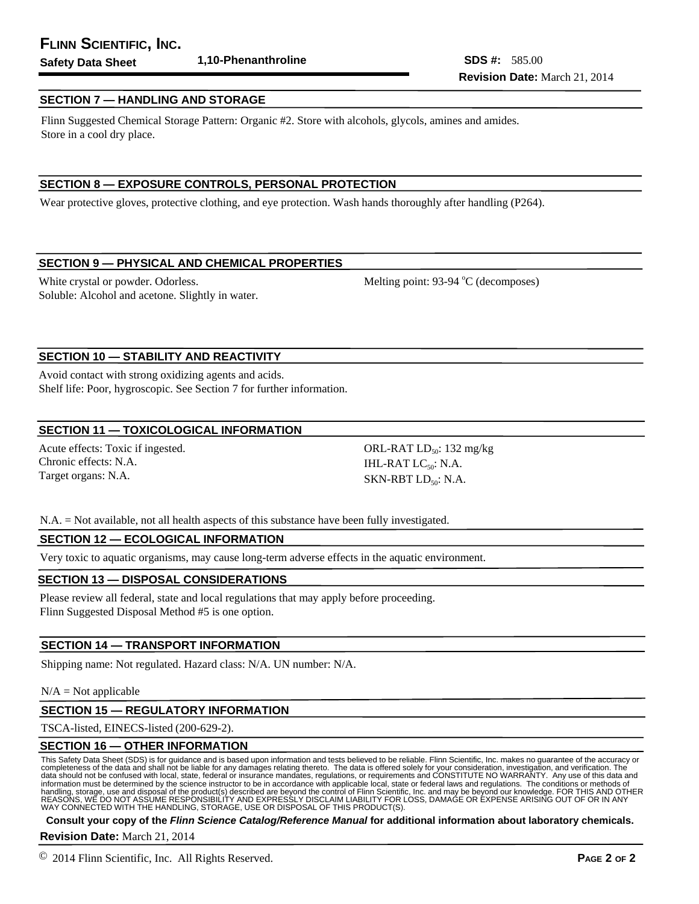## SECTION 7 — HANDLING AND STORAGE

Flinn Suggested Chemical Storage Pattern: Organic #2. Store with alcohols, glycols, amines and amides.
Store in a cool dry place.

## SECTION 8 — EXPOSURE CONTROLS, PERSONAL PROTECTION

Wear protective gloves, protective clothing, and eye protection. Wash hands thoroughly after handling (P264).

## SECTION 9 — PHYSICAL AND CHEMICAL PROPERTIES

White crystal or powder. Odorless.
Soluble: Alcohol and acetone. Slightly in water.

Melting point: 93-94 $^{o}$C (decomposes)

## SECTION 10 — STABILITY AND REACTIVITY

Avoid contact with strong oxidizing agents and acids.
Shelf life: Poor, hygroscopic. See Section 7 for further information.

## SECTION 11 — TOXICOLOGICAL INFORMATION

Acute effects: Toxic if ingested.
Chronic effects: N.A.
Target organs: N.A.

ORL-RAT $LD_{50}$: 132 mg/kg
IHL-RAT $LC_{50}$: N.A.
SKN-RBT $LD_{50}$: N.A.

N.A. = Not available, not all health aspects of this substance have been fully investigated.

## SECTION 12 — ECOLOGICAL INFORMATION

Very toxic to aquatic organisms, may cause long-term adverse effects in the aquatic environment.

## SECTION 13 — DISPOSAL CONSIDERATIONS

Please review all federal, state and local regulations that may apply before proceeding.
Flinn Suggested Disposal Method #5 is one option.

## SECTION 14 — TRANSPORT INFORMATION

Shipping name: Not regulated. Hazard class: N/A. UN number: N/A.

N/A = Not applicable

## SECTION 15 — REGULATORY INFORMATION

TSCA-listed, EINECS-listed (200-629-2).

## SECTION 16 — OTHER INFORMATION

This Safety Data Sheet (SDS) is for guidance and is based upon information and tests believed to be reliable. Flinn Scientific, Inc. makes no guarantee of the accuracy or completeness of the data and shall not be liable for any damages relating thereto. The data is offered solely for your consideration, investigation, and verification. The data should not be confused with local, state, federal or insurance mandates, regulations, or requirements and CONSTITUTE NO WARRANTY. Any use of this data and information must be determined by the science instructor to be in accordance with applicable local, state or federal laws and regulations. The conditions or methods of handling, storage, use and disposal of the product(s) described are beyond the control of Flinn Scientific, Inc. and may be beyond our knowledge. FOR THIS AND OTHER REASONS, WE DO NOT ASSUME RESPONSIBILITY AND EXPRESSLY DISCLAIM LIABILITY FOR LOSS, DAMAGE OR EXPENSE ARISING OUT OF OR IN ANY WAY CONNECTED WITH THE HANDLING, STORAGE, USE OR DISPOSAL OF THIS PRODUCT(S).

**Consult your copy of the *Flinn Science Catalog/Reference Manual* for additional information about laboratory chemicals.**

**Revision Date:** March 21, 2014

© 2014 Flinn Scientific, Inc. All Rights Reserved.